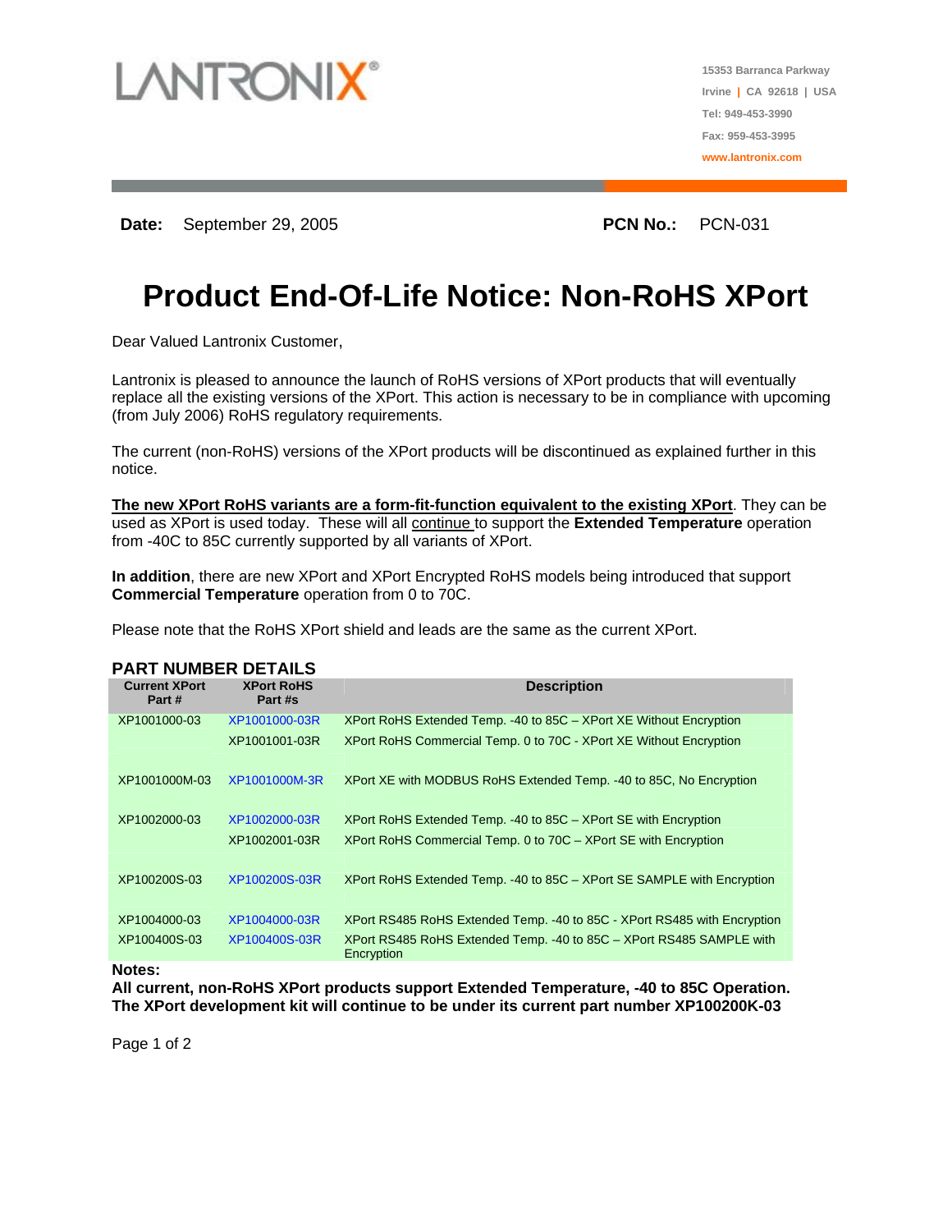LANTRONIX®

15353 Barranca Parkway
Irvine | CA 92618 | USA
Tel: 949-453-3990
Fax: 959-453-3995
www.lantronix.com

**Date:** September 29, 2005 **PCN No.:** PCN-031

# Product End-Of-Life Notice: Non-RoHS XPort

Dear Valued Lantronix Customer,

Lantronix is pleased to announce the launch of RoHS versions of XPort products that will eventually replace all the existing versions of the XPort. This action is necessary to be in compliance with upcoming (from July 2006) RoHS regulatory requirements.

The current (non-RoHS) versions of the XPort products will be discontinued as explained further in this notice.

**<u>The new XPort RoHS variants are a form-fit-function equivalent to the existing XPort</u>**. They can be used as XPort is used today. These will all <u>continue</u> to support the **Extended Temperature** operation from -40C to 85C currently supported by all variants of XPort.

**In addition**, there are new XPort and XPort Encrypted RoHS models being introduced that support **Commercial Temperature** operation from 0 to 70C.

Please note that the RoHS XPort shield and leads are the same as the current XPort.

## PART NUMBER DETAILS

| Current XPort Part # | XPort RoHS Part #s | Description |
|---|---|---|
| XP1001000-03 | XP1001000-03R | XPort RoHS Extended Temp. -40 to 85C – XPort XE Without Encryption |
| | XP1001001-03R | XPort RoHS Commercial Temp. 0 to 70C - XPort XE Without Encryption |
| XP1001000M-03 | XP1001000M-3R | XPort XE with MODBUS RoHS Extended Temp. -40 to 85C, No Encryption |
| XP1002000-03 | XP1002000-03R | XPort RoHS Extended Temp. -40 to 85C – XPort SE with Encryption |
| | XP1002001-03R | XPort RoHS Commercial Temp. 0 to 70C – XPort SE with Encryption |
| XP100200S-03 | XP100200S-03R | XPort RoHS Extended Temp. -40 to 85C – XPort SE SAMPLE with Encryption |
| XP1004000-03 | XP1004000-03R | XPort RS485 RoHS Extended Temp. -40 to 85C - XPort RS485 with Encryption |
| XP100400S-03 | XP100400S-03R | XPort RS485 RoHS Extended Temp. -40 to 85C – XPort RS485 SAMPLE with Encryption |

**Notes:**

**All current, non-RoHS XPort products support Extended Temperature, -40 to 85C Operation.**
**The XPort development kit will continue to be under its current part number XP100200K-03**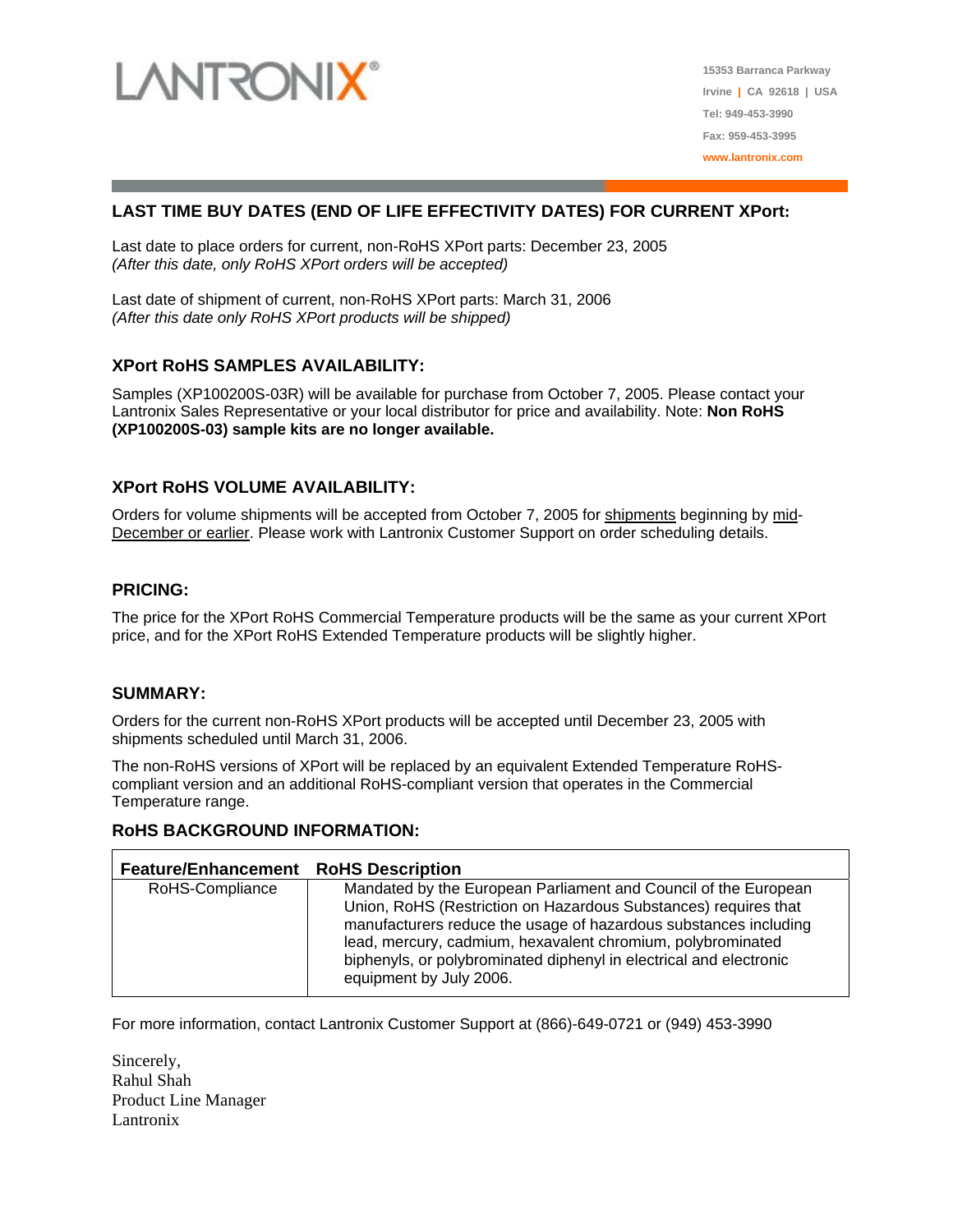LANTRONIX®

15353 Barranca Parkway
Irvine | CA 92618 | USA
Tel: 949-453-3990
Fax: 959-453-3995
www.lantronix.com

## LAST TIME BUY DATES (END OF LIFE EFFECTIVITY DATES) FOR CURRENT XPort:

Last date to place orders for current, non-RoHS XPort parts: December 23, 2005
*(After this date, only RoHS XPort orders will be accepted)*

Last date of shipment of current, non-RoHS XPort parts: March 31, 2006
*(After this date only RoHS XPort products will be shipped)*

## XPort RoHS SAMPLES AVAILABILITY:

Samples (XP100200S-03R) will be available for purchase from October 7, 2005. Please contact your Lantronix Sales Representative or your local distributor for price and availability. Note: **Non RoHS (XP100200S-03) sample kits are no longer available.**

## XPort RoHS VOLUME AVAILABILITY:

Orders for volume shipments will be accepted from October 7, 2005 for <u>shipments</u> beginning by <u>mid-December or earlier</u>. Please work with Lantronix Customer Support on order scheduling details.

## PRICING:

The price for the XPort RoHS Commercial Temperature products will be the same as your current XPort price, and for the XPort RoHS Extended Temperature products will be slightly higher.

## SUMMARY:

Orders for the current non-RoHS XPort products will be accepted until December 23, 2005 with shipments scheduled until March 31, 2006.

The non-RoHS versions of XPort will be replaced by an equivalent Extended Temperature RoHS-compliant version and an additional RoHS-compliant version that operates in the Commercial Temperature range.

## RoHS BACKGROUND INFORMATION:

| Feature/Enhancement | RoHS Description |
|---|---|
| RoHS-Compliance | Mandated by the European Parliament and Council of the European Union, RoHS (Restriction on Hazardous Substances) requires that manufacturers reduce the usage of hazardous substances including lead, mercury, cadmium, hexavalent chromium, polybrominated biphenyls, or polybrominated diphenyl in electrical and electronic equipment by July 2006. |

For more information, contact Lantronix Customer Support at (866)-649-0721 or (949) 453-3990

Sincerely,
Rahul Shah
Product Line Manager
Lantronix